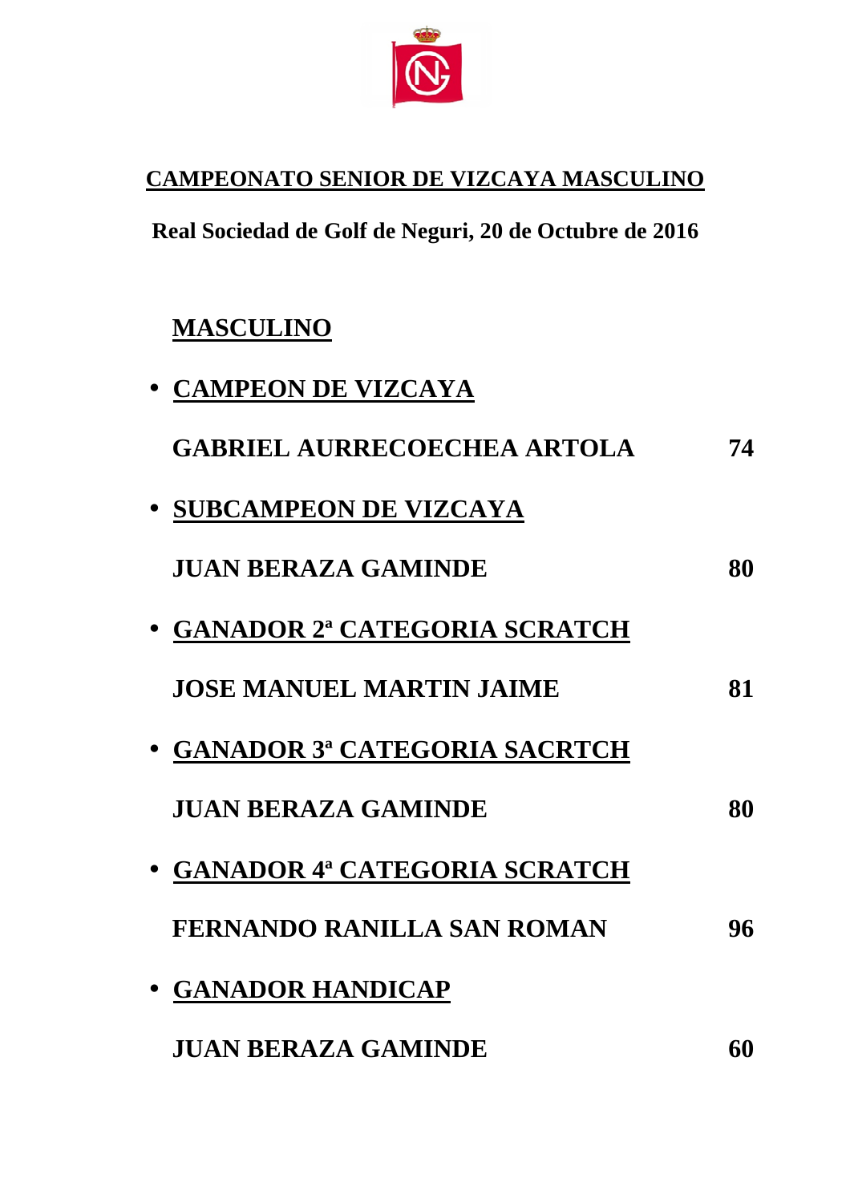# CAMPEONATO SENIOR DE VIZCAYA MASCULINO

**Real Sociedad de Golf de Neguri, 20 de Octubre de 2016**

## MASCULINO

- **CAMPEON DE VIZCAYA**

  **GABRIEL AURRECOECHEA ARTOLA** **74**

- **SUBCAMPEON DE VIZCAYA**

  **JUAN BERAZA GAMINDE** **80**

- **GANADOR 2ª CATEGORIA SCRATCH**

  **JOSE MANUEL MARTIN JAIME** **81**

- **GANADOR 3ª CATEGORIA SACRTCH**

  **JUAN BERAZA GAMINDE** **80**

- **GANADOR 4ª CATEGORIA SCRATCH**

  **FERNANDO RANILLA SAN ROMAN** **96**

- **GANADOR HANDICAP**

  **JUAN BERAZA GAMINDE** **60**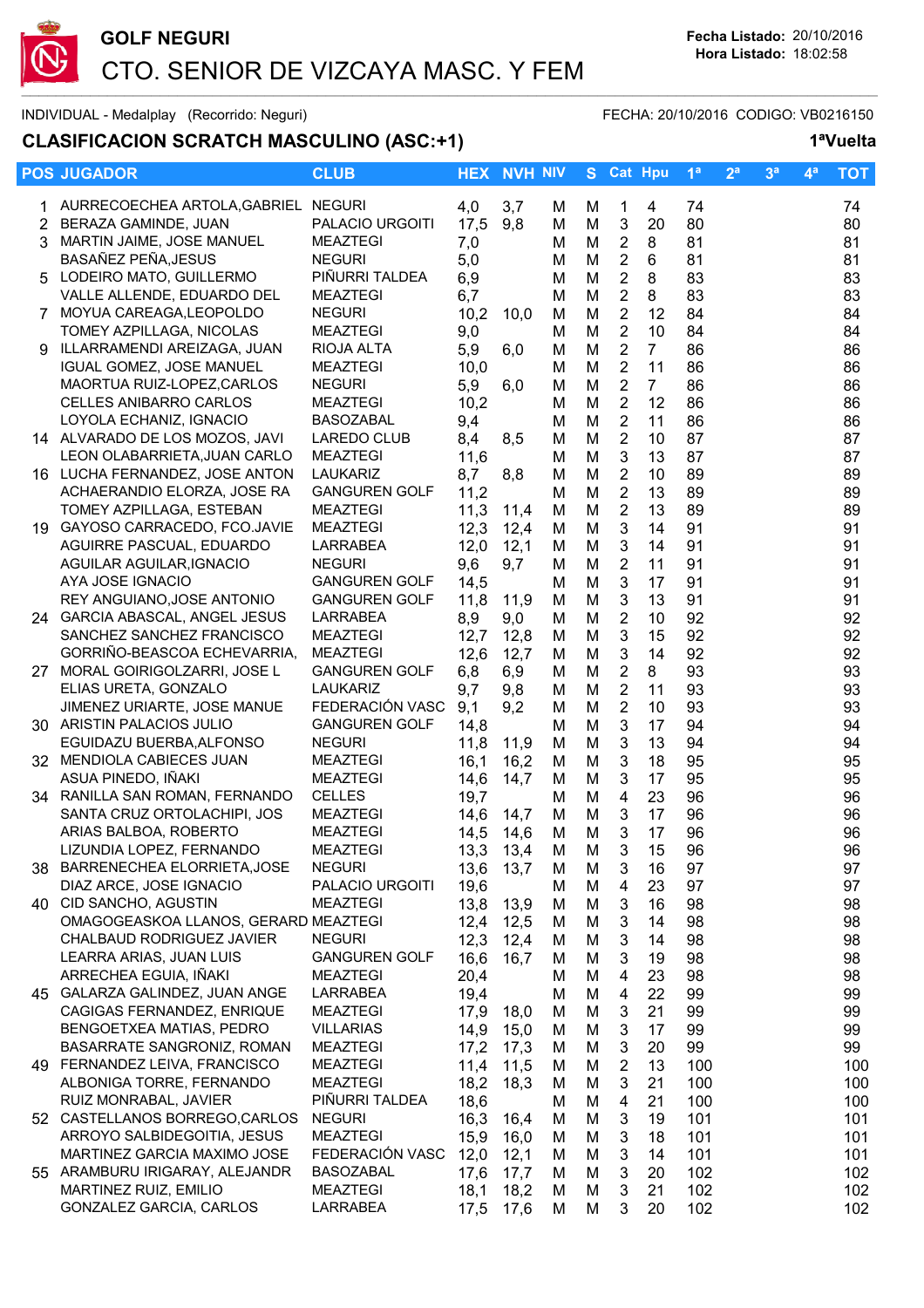GOLF NEGURI

# CTO. SENIOR DE VIZCAYA MASC. Y FEM

Fecha Listado: 20/10/2016
Hora Listado: 18:02:58

INDIVIDUAL - Medalplay (Recorrido: Neguri) FECHA: 20/10/2016 CODIGO: VB0216150

## CLASIFICACION SCRATCH MASCULINO (ASC:+1)

1ªVuelta

| POS | JUGADOR | CLUB | HEX | NVH | NIV | S | Cat | Hpu | 1ª | 2ª | 3ª | 4ª | TOT |
|---|---|---|---|---|---|---|---|---|---|---|---|---|---|
| 1 | AURRECOECHEA ARTOLA,GABRIEL | NEGURI | 4,0 | 3,7 | M | M | 1 | 4 | 74 | | | | 74 |
| 2 | BERAZA GAMINDE, JUAN | PALACIO URGOITI | 17,5 | 9,8 | M | M | 3 | 20 | 80 | | | | 80 |
| 3 | MARTIN JAIME, JOSE MANUEL | MEAZTEGI | 7,0 | | M | M | 2 | 8 | 81 | | | | 81 |
| | BASAÑEZ PEÑA,JESUS | NEGURI | 5,0 | | M | M | 2 | 6 | 81 | | | | 81 |
| 5 | LODEIRO MATO, GUILLERMO | PIÑURRI TALDEA | 6,9 | | M | M | 2 | 8 | 83 | | | | 83 |
| | VALLE ALLENDE, EDUARDO DEL | MEAZTEGI | 6,7 | | M | M | 2 | 8 | 83 | | | | 83 |
| 7 | MOYUA CAREAGA,LEOPOLDO | NEGURI | 10,2 | 10,0 | M | M | 2 | 12 | 84 | | | | 84 |
| | TOMEY AZPILLAGA, NICOLAS | MEAZTEGI | 9,0 | | M | M | 2 | 10 | 84 | | | | 84 |
| 9 | ILLARRAMENDI AREIZAGA, JUAN | RIOJA ALTA | 5,9 | 6,0 | M | M | 2 | 7 | 86 | | | | 86 |
| | IGUAL GOMEZ, JOSE MANUEL | MEAZTEGI | 10,0 | | M | M | 2 | 11 | 86 | | | | 86 |
| | MAORTUA RUIZ-LOPEZ,CARLOS | NEGURI | 5,9 | 6,0 | M | M | 2 | 7 | 86 | | | | 86 |
| | CELLES ANIBARRO CARLOS | MEAZTEGI | 10,2 | | M | M | 2 | 12 | 86 | | | | 86 |
| | LOYOLA ECHANIZ, IGNACIO | BASOZABAL | 9,4 | | M | M | 2 | 11 | 86 | | | | 86 |
| 14 | ALVARADO DE LOS MOZOS, JAVI | LAREDO CLUB | 8,4 | 8,5 | M | M | 2 | 10 | 87 | | | | 87 |
| | LEON OLABARRIETA,JUAN CARLO | MEAZTEGI | 11,6 | | M | M | 3 | 13 | 87 | | | | 87 |
| 16 | LUCHA FERNANDEZ, JOSE ANTON | LAUKARIZ | 8,7 | 8,8 | M | M | 2 | 10 | 89 | | | | 89 |
| | ACHAERANDIO ELORZA, JOSE RA | GANGUREN GOLF | 11,2 | | M | M | 2 | 13 | 89 | | | | 89 |
| | TOMEY AZPILLAGA, ESTEBAN | MEAZTEGI | 11,3 | 11,4 | M | M | 2 | 13 | 89 | | | | 89 |
| 19 | GAYOSO CARRACEDO, FCO.JAVIE | MEAZTEGI | 12,3 | 12,4 | M | M | 3 | 14 | 91 | | | | 91 |
| | AGUIRRE PASCUAL, EDUARDO | LARRABEA | 12,0 | 12,1 | M | M | 3 | 14 | 91 | | | | 91 |
| | AGUILAR AGUILAR,IGNACIO | NEGURI | 9,6 | 9,7 | M | M | 2 | 11 | 91 | | | | 91 |
| | AYA JOSE IGNACIO | GANGUREN GOLF | 14,5 | | M | M | 3 | 17 | 91 | | | | 91 |
| | REY ANGUIANO,JOSE ANTONIO | GANGUREN GOLF | 11,8 | 11,9 | M | M | 3 | 13 | 91 | | | | 91 |
| 24 | GARCIA ABASCAL, ANGEL JESUS | LARRABEA | 8,9 | 9,0 | M | M | 2 | 10 | 92 | | | | 92 |
| | SANCHEZ SANCHEZ FRANCISCO | MEAZTEGI | 12,7 | 12,8 | M | M | 3 | 15 | 92 | | | | 92 |
| | GORRIÑO-BEASCOA ECHEVARRIA, | MEAZTEGI | 12,6 | 12,7 | M | M | 3 | 14 | 92 | | | | 92 |
| 27 | MORAL GOIRIGOLZARRI, JOSE L | GANGUREN GOLF | 6,8 | 6,9 | M | M | 2 | 8 | 93 | | | | 93 |
| | ELIAS URETA, GONZALO | LAUKARIZ | 9,7 | 9,8 | M | M | 2 | 11 | 93 | | | | 93 |
| | JIMENEZ URIARTE, JOSE MANUE | FEDERACIÓN VASC | 9,1 | 9,2 | M | M | 2 | 10 | 93 | | | | 93 |
| 30 | ARISTIN PALACIOS JULIO | GANGUREN GOLF | 14,8 | | M | M | 3 | 17 | 94 | | | | 94 |
| | EGUIDAZU BUERBA,ALFONSO | NEGURI | 11,8 | 11,9 | M | M | 3 | 13 | 94 | | | | 94 |
| 32 | MENDIOLA CABIECES JUAN | MEAZTEGI | 16,1 | 16,2 | M | M | 3 | 18 | 95 | | | | 95 |
| | ASUA PINEDO, IÑAKI | MEAZTEGI | 14,6 | 14,7 | M | M | 3 | 17 | 95 | | | | 95 |
| 34 | RANILLA SAN ROMAN, FERNANDO | CELLES | 19,7 | | M | M | 4 | 23 | 96 | | | | 96 |
| | SANTA CRUZ ORTOLACHIPI, JOS | MEAZTEGI | 14,6 | 14,7 | M | M | 3 | 17 | 96 | | | | 96 |
| | ARIAS BALBOA, ROBERTO | MEAZTEGI | 14,5 | 14,6 | M | M | 3 | 17 | 96 | | | | 96 |
| | LIZUNDIA LOPEZ, FERNANDO | MEAZTEGI | 13,3 | 13,4 | M | M | 3 | 15 | 96 | | | | 96 |
| 38 | BARRENECHEA ELORRIETA,JOSE | NEGURI | 13,6 | 13,7 | M | M | 3 | 16 | 97 | | | | 97 |
| | DIAZ ARCE, JOSE IGNACIO | PALACIO URGOITI | 19,6 | | M | M | 4 | 23 | 97 | | | | 97 |
| 40 | CID SANCHO, AGUSTIN | MEAZTEGI | 13,8 | 13,9 | M | M | 3 | 16 | 98 | | | | 98 |
| | OMAGOGEASKOA LLANOS, GERARD | MEAZTEGI | 12,4 | 12,5 | M | M | 3 | 14 | 98 | | | | 98 |
| | CHALBAUD RODRIGUEZ JAVIER | NEGURI | 12,3 | 12,4 | M | M | 3 | 14 | 98 | | | | 98 |
| | LEARRA ARIAS, JUAN LUIS | GANGUREN GOLF | 16,6 | 16,7 | M | M | 3 | 19 | 98 | | | | 98 |
| | ARRECHEA EGUIA, IÑAKI | MEAZTEGI | 20,4 | | M | M | 4 | 23 | 98 | | | | 98 |
| 45 | GALARZA GALINDEZ, JUAN ANGE | LARRABEA | 19,4 | | M | M | 4 | 22 | 99 | | | | 99 |
| | CAGIGAS FERNANDEZ, ENRIQUE | MEAZTEGI | 17,9 | 18,0 | M | M | 3 | 21 | 99 | | | | 99 |
| | BENGOETXEA MATIAS, PEDRO | VILLARIAS | 14,9 | 15,0 | M | M | 3 | 17 | 99 | | | | 99 |
| | BASARRATE SANGRONIZ, ROMAN | MEAZTEGI | 17,2 | 17,3 | M | M | 3 | 20 | 99 | | | | 99 |
| 49 | FERNANDEZ LEIVA, FRANCISCO | MEAZTEGI | 11,4 | 11,5 | M | M | 2 | 13 | 100 | | | | 100 |
| | ALBONIGA TORRE, FERNANDO | MEAZTEGI | 18,2 | 18,3 | M | M | 3 | 21 | 100 | | | | 100 |
| | RUIZ MONRABAL, JAVIER | PIÑURRI TALDEA | 18,6 | | M | M | 4 | 21 | 100 | | | | 100 |
| 52 | CASTELLANOS BORREGO,CARLOS | NEGURI | 16,3 | 16,4 | M | M | 3 | 19 | 101 | | | | 101 |
| | ARROYO SALBIDEGOITIA, JESUS | MEAZTEGI | 15,9 | 16,0 | M | M | 3 | 18 | 101 | | | | 101 |
| | MARTINEZ GARCIA MAXIMO JOSE | FEDERACIÓN VASC | 12,0 | 12,1 | M | M | 3 | 14 | 101 | | | | 101 |
| 55 | ARAMBURU IRIGARAY, ALEJANDR | BASOZABAL | 17,6 | 17,7 | M | M | 3 | 20 | 102 | | | | 102 |
| | MARTINEZ RUIZ, EMILIO | MEAZTEGI | 18,1 | 18,2 | M | M | 3 | 21 | 102 | | | | 102 |
| | GONZALEZ GARCIA, CARLOS | LARRABEA | 17,5 | 17,6 | M | M | 3 | 20 | 102 | | | | 102 |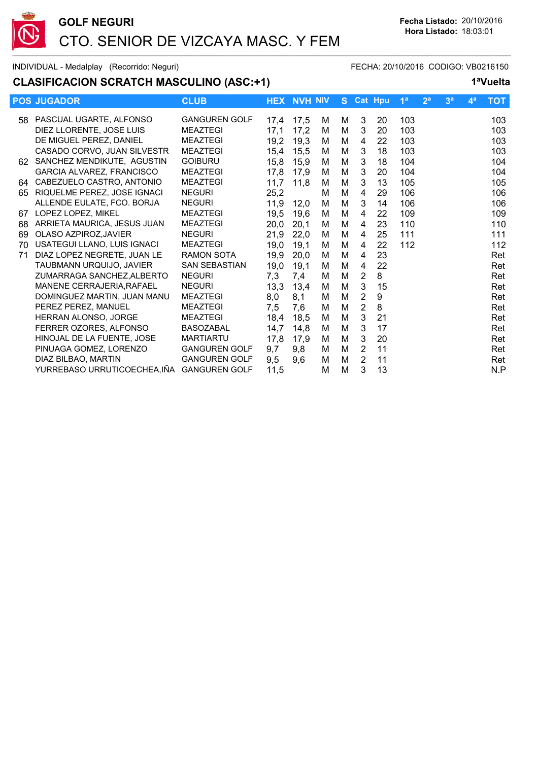**GOLF NEGURI**

CTO. SENIOR DE VIZCAYA MASC. Y FEM

**Fecha Listado:** 20/10/2016
**Hora Listado:** 18:03:01

INDIVIDUAL - Medalplay (Recorrido: Neguri) FECHA: 20/10/2016 CODIGO: VB0216150

## CLASIFICACION SCRATCH MASCULINO (ASC:+1)

**1ªVuelta**

| POS | JUGADOR | CLUB | HEX | NVH | NIV | S | Cat | Hpu | 1ª | 2ª | 3ª | 4ª | TOT |
|---|---|---|---|---|---|---|---|---|---|---|---|---|---|
| 58 | PASCUAL UGARTE, ALFONSO | GANGUREN GOLF | 17,4 | 17,5 | M | M | 3 | 20 | 103 | | | | 103 |
| | DIEZ LLORENTE, JOSE LUIS | MEAZTEGI | 17,1 | 17,2 | M | M | 3 | 20 | 103 | | | | 103 |
| | DE MIGUEL PEREZ, DANIEL | MEAZTEGI | 19,2 | 19,3 | M | M | 4 | 22 | 103 | | | | 103 |
| | CASADO CORVO, JUAN SILVESTR | MEAZTEGI | 15,4 | 15,5 | M | M | 3 | 18 | 103 | | | | 103 |
| 62 | SANCHEZ MENDIKUTE, AGUSTIN | GOIBURU | 15,8 | 15,9 | M | M | 3 | 18 | 104 | | | | 104 |
| | GARCIA ALVAREZ, FRANCISCO | MEAZTEGI | 17,8 | 17,9 | M | M | 3 | 20 | 104 | | | | 104 |
| 64 | CABEZUELO CASTRO, ANTONIO | MEAZTEGI | 11,7 | 11,8 | M | M | 3 | 13 | 105 | | | | 105 |
| 65 | RIQUELME PEREZ, JOSE IGNACI | NEGURI | 25,2 | | M | M | 4 | 29 | 106 | | | | 106 |
| | ALLENDE EULATE, FCO. BORJA | NEGURI | 11,9 | 12,0 | M | M | 3 | 14 | 106 | | | | 106 |
| 67 | LOPEZ LOPEZ, MIKEL | MEAZTEGI | 19,5 | 19,6 | M | M | 4 | 22 | 109 | | | | 109 |
| 68 | ARRIETA MAURICA, JESUS JUAN | MEAZTEGI | 20,0 | 20,1 | M | M | 4 | 23 | 110 | | | | 110 |
| 69 | OLASO AZPIROZ,JAVIER | NEGURI | 21,9 | 22,0 | M | M | 4 | 25 | 111 | | | | 111 |
| 70 | USATEGUI LLANO, LUIS IGNACI | MEAZTEGI | 19,0 | 19,1 | M | M | 4 | 22 | 112 | | | | 112 |
| 71 | DIAZ LOPEZ NEGRETE, JUAN LE | RAMON SOTA | 19,9 | 20,0 | M | M | 4 | 23 | | | | | Ret |
| | TAUBMANN URQUIJO, JAVIER | SAN SEBASTIAN | 19,0 | 19,1 | M | M | 4 | 22 | | | | | Ret |
| | ZUMARRAGA SANCHEZ,ALBERTO | NEGURI | 7,3 | 7,4 | M | M | 2 | 8 | | | | | Ret |
| | MANENE CERRAJERIA,RAFAEL | NEGURI | 13,3 | 13,4 | M | M | 3 | 15 | | | | | Ret |
| | DOMINGUEZ MARTIN, JUAN MANU | MEAZTEGI | 8,0 | 8,1 | M | M | 2 | 9 | | | | | Ret |
| | PEREZ PEREZ, MANUEL | MEAZTEGI | 7,5 | 7,6 | M | M | 2 | 8 | | | | | Ret |
| | HERRAN ALONSO, JORGE | MEAZTEGI | 18,4 | 18,5 | M | M | 3 | 21 | | | | | Ret |
| | FERRER OZORES, ALFONSO | BASOZABAL | 14,7 | 14,8 | M | M | 3 | 17 | | | | | Ret |
| | HINOJAL DE LA FUENTE, JOSE | MARTIARTU | 17,8 | 17,9 | M | M | 3 | 20 | | | | | Ret |
| | PINUAGA GOMEZ, LORENZO | GANGUREN GOLF | 9,7 | 9,8 | M | M | 2 | 11 | | | | | Ret |
| | DIAZ BILBAO, MARTIN | GANGUREN GOLF | 9,5 | 9,6 | M | M | 2 | 11 | | | | | Ret |
| | YURREBASO URRUTICOECHEA,IÑA | GANGUREN GOLF | 11,5 | | M | M | 3 | 13 | | | | | N.P |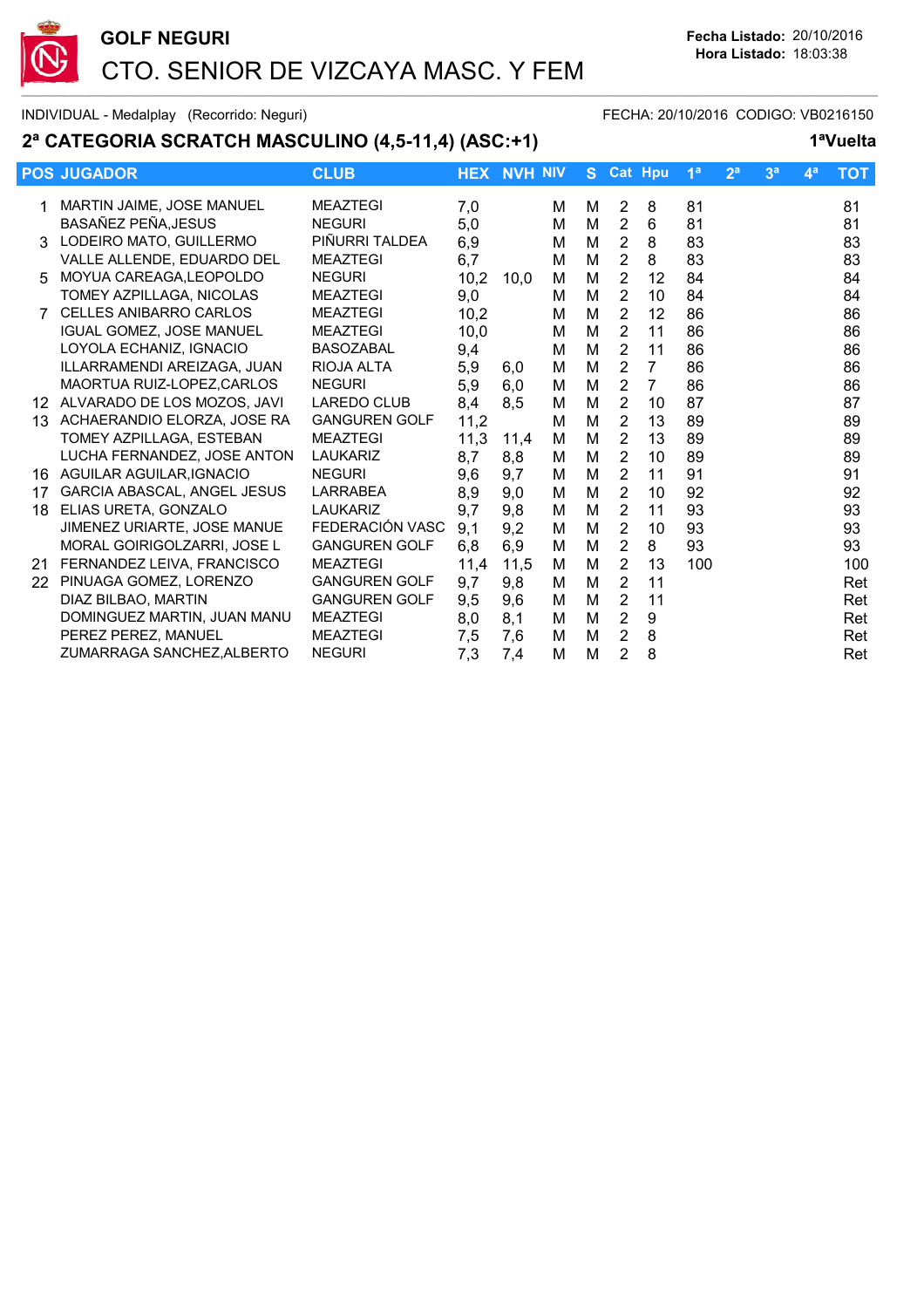# GOLF NEGURI

## CTO. SENIOR DE VIZCAYA MASC. Y FEM

**Fecha Listado:** 20/10/2016
**Hora Listado:** 18:03:38

INDIVIDUAL - Medalplay (Recorrido: Neguri) FECHA: 20/10/2016 CODIGO: VB0216150

## 2ª CATEGORIA SCRATCH MASCULINO (4,5-11,4) (ASC:+1)

**1ªVuelta**

| POS | JUGADOR | CLUB | HEX | NVH | NIV | S | Cat | Hpu | 1ª | 2ª | 3ª | 4ª | TOT |
|---|---|---|---|---|---|---|---|---|---|---|---|---|---|
| 1 | MARTIN JAIME, JOSE MANUEL | MEAZTEGI | 7,0 | | M | M | 2 | 8 | 81 | | | | 81 |
| | BASAÑEZ PEÑA,JESUS | NEGURI | 5,0 | | M | M | 2 | 6 | 81 | | | | 81 |
| 3 | LODEIRO MATO, GUILLERMO | PIÑURRI TALDEA | 6,9 | | M | M | 2 | 8 | 83 | | | | 83 |
| | VALLE ALLENDE, EDUARDO DEL | MEAZTEGI | 6,7 | | M | M | 2 | 8 | 83 | | | | 83 |
| 5 | MOYUA CAREAGA,LEOPOLDO | NEGURI | 10,2 | 10,0 | M | M | 2 | 12 | 84 | | | | 84 |
| | TOMEY AZPILLAGA, NICOLAS | MEAZTEGI | 9,0 | | M | M | 2 | 10 | 84 | | | | 84 |
| 7 | CELLES ANIBARRO CARLOS | MEAZTEGI | 10,2 | | M | M | 2 | 12 | 86 | | | | 86 |
| | IGUAL GOMEZ, JOSE MANUEL | MEAZTEGI | 10,0 | | M | M | 2 | 11 | 86 | | | | 86 |
| | LOYOLA ECHANIZ, IGNACIO | BASOZABAL | 9,4 | | M | M | 2 | 11 | 86 | | | | 86 |
| | ILLARRAMENDI AREIZAGA, JUAN | RIOJA ALTA | 5,9 | 6,0 | M | M | 2 | 7 | 86 | | | | 86 |
| | MAORTUA RUIZ-LOPEZ,CARLOS | NEGURI | 5,9 | 6,0 | M | M | 2 | 7 | 86 | | | | 86 |
| 12 | ALVARADO DE LOS MOZOS, JAVI | LAREDO CLUB | 8,4 | 8,5 | M | M | 2 | 10 | 87 | | | | 87 |
| 13 | ACHAERANDIO ELORZA, JOSE RA | GANGUREN GOLF | 11,2 | | M | M | 2 | 13 | 89 | | | | 89 |
| | TOMEY AZPILLAGA, ESTEBAN | MEAZTEGI | 11,3 | 11,4 | M | M | 2 | 13 | 89 | | | | 89 |
| | LUCHA FERNANDEZ, JOSE ANTON | LAUKARIZ | 8,7 | 8,8 | M | M | 2 | 10 | 89 | | | | 89 |
| 16 | AGUILAR AGUILAR,IGNACIO | NEGURI | 9,6 | 9,7 | M | M | 2 | 11 | 91 | | | | 91 |
| 17 | GARCIA ABASCAL, ANGEL JESUS | LARRABEA | 8,9 | 9,0 | M | M | 2 | 10 | 92 | | | | 92 |
| 18 | ELIAS URETA, GONZALO | LAUKARIZ | 9,7 | 9,8 | M | M | 2 | 11 | 93 | | | | 93 |
| | JIMENEZ URIARTE, JOSE MANUE | FEDERACIÓN VASC | 9,1 | 9,2 | M | M | 2 | 10 | 93 | | | | 93 |
| | MORAL GOIRIGOLZARRI, JOSE L | GANGUREN GOLF | 6,8 | 6,9 | M | M | 2 | 8 | 93 | | | | 93 |
| 21 | FERNANDEZ LEIVA, FRANCISCO | MEAZTEGI | 11,4 | 11,5 | M | M | 2 | 13 | 100 | | | | 100 |
| 22 | PINUAGA GOMEZ, LORENZO | GANGUREN GOLF | 9,7 | 9,8 | M | M | 2 | 11 | | | | | Ret |
| | DIAZ BILBAO, MARTIN | GANGUREN GOLF | 9,5 | 9,6 | M | M | 2 | 11 | | | | | Ret |
| | DOMINGUEZ MARTIN, JUAN MANU | MEAZTEGI | 8,0 | 8,1 | M | M | 2 | 9 | | | | | Ret |
| | PEREZ PEREZ, MANUEL | MEAZTEGI | 7,5 | 7,6 | M | M | 2 | 8 | | | | | Ret |
| | ZUMARRAGA SANCHEZ,ALBERTO | NEGURI | 7,3 | 7,4 | M | M | 2 | 8 | | | | | Ret |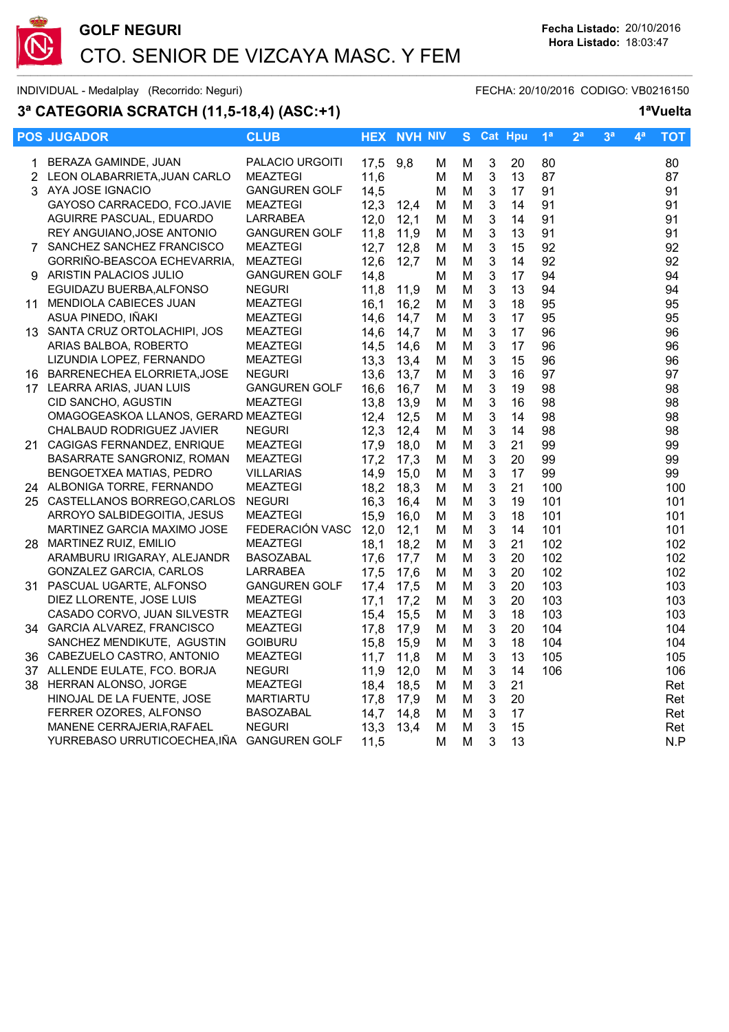# GOLF NEGURI

## CTO. SENIOR DE VIZCAYA MASC. Y FEM

**Fecha Listado:** 20/10/2016
**Hora Listado:** 18:03:47

INDIVIDUAL - Medalplay (Recorrido: Neguri) FECHA: 20/10/2016 CODIGO: VB0216150

### 3ª CATEGORIA SCRATCH (11,5-18,4) (ASC:+1) 1ªVuelta

| POS | JUGADOR | CLUB | HEX | NVH | NIV | S | Cat | Hpu | 1ª | 2ª | 3ª | 4ª | TOT |
|---|---|---|---|---|---|---|---|---|---|---|---|---|---|
| 1 | BERAZA GAMINDE, JUAN | PALACIO URGOITI | 17,5 | 9,8 | M | M | 3 | 20 | 80 | | | | 80 |
| 2 | LEON OLABARRIETA,JUAN CARLO | MEAZTEGI | 11,6 | | M | M | 3 | 13 | 87 | | | | 87 |
| 3 | AYA JOSE IGNACIO | GANGUREN GOLF | 14,5 | | M | M | 3 | 17 | 91 | | | | 91 |
| | GAYOSO CARRACEDO, FCO.JAVIE | MEAZTEGI | 12,3 | 12,4 | M | M | 3 | 14 | 91 | | | | 91 |
| | AGUIRRE PASCUAL, EDUARDO | LARRABEA | 12,0 | 12,1 | M | M | 3 | 14 | 91 | | | | 91 |
| | REY ANGUIANO,JOSE ANTONIO | GANGUREN GOLF | 11,8 | 11,9 | M | M | 3 | 13 | 91 | | | | 91 |
| 7 | SANCHEZ SANCHEZ FRANCISCO | MEAZTEGI | 12,7 | 12,8 | M | M | 3 | 15 | 92 | | | | 92 |
| | GORRIÑO-BEASCOA ECHEVARRIA, | MEAZTEGI | 12,6 | 12,7 | M | M | 3 | 14 | 92 | | | | 92 |
| 9 | ARISTIN PALACIOS JULIO | GANGUREN GOLF | 14,8 | | M | M | 3 | 17 | 94 | | | | 94 |
| | EGUIDAZU BUERBA,ALFONSO | NEGURI | 11,8 | 11,9 | M | M | 3 | 13 | 94 | | | | 94 |
| 11 | MENDIOLA CABIECES JUAN | MEAZTEGI | 16,1 | 16,2 | M | M | 3 | 18 | 95 | | | | 95 |
| | ASUA PINEDO, IÑAKI | MEAZTEGI | 14,6 | 14,7 | M | M | 3 | 17 | 95 | | | | 95 |
| 13 | SANTA CRUZ ORTOLACHIPI, JOS | MEAZTEGI | 14,6 | 14,7 | M | M | 3 | 17 | 96 | | | | 96 |
| | ARIAS BALBOA, ROBERTO | MEAZTEGI | 14,5 | 14,6 | M | M | 3 | 17 | 96 | | | | 96 |
| | LIZUNDIA LOPEZ, FERNANDO | MEAZTEGI | 13,3 | 13,4 | M | M | 3 | 15 | 96 | | | | 96 |
| 16 | BARRENECHEA ELORRIETA,JOSE | NEGURI | 13,6 | 13,7 | M | M | 3 | 16 | 97 | | | | 97 |
| 17 | LEARRA ARIAS, JUAN LUIS | GANGUREN GOLF | 16,6 | 16,7 | M | M | 3 | 19 | 98 | | | | 98 |
| | CID SANCHO, AGUSTIN | MEAZTEGI | 13,8 | 13,9 | M | M | 3 | 16 | 98 | | | | 98 |
| | OMAGOGEASKOA LLANOS, GERARD | MEAZTEGI | 12,4 | 12,5 | M | M | 3 | 14 | 98 | | | | 98 |
| | CHALBAUD RODRIGUEZ JAVIER | NEGURI | 12,3 | 12,4 | M | M | 3 | 14 | 98 | | | | 98 |
| 21 | CAGIGAS FERNANDEZ, ENRIQUE | MEAZTEGI | 17,9 | 18,0 | M | M | 3 | 21 | 99 | | | | 99 |
| | BASARRATE SANGRONIZ, ROMAN | MEAZTEGI | 17,2 | 17,3 | M | M | 3 | 20 | 99 | | | | 99 |
| | BENGOETXEA MATIAS, PEDRO | VILLARIAS | 14,9 | 15,0 | M | M | 3 | 17 | 99 | | | | 99 |
| 24 | ALBONIGA TORRE, FERNANDO | MEAZTEGI | 18,2 | 18,3 | M | M | 3 | 21 | 100 | | | | 100 |
| 25 | CASTELLANOS BORREGO,CARLOS | NEGURI | 16,3 | 16,4 | M | M | 3 | 19 | 101 | | | | 101 |
| | ARROYO SALBIDEGOITIA, JESUS | MEAZTEGI | 15,9 | 16,0 | M | M | 3 | 18 | 101 | | | | 101 |
| | MARTINEZ GARCIA MAXIMO JOSE | FEDERACIÓN VASC | 12,0 | 12,1 | M | M | 3 | 14 | 101 | | | | 101 |
| 28 | MARTINEZ RUIZ, EMILIO | MEAZTEGI | 18,1 | 18,2 | M | M | 3 | 21 | 102 | | | | 102 |
| | ARAMBURU IRIGARAY, ALEJANDR | BASOZABAL | 17,6 | 17,7 | M | M | 3 | 20 | 102 | | | | 102 |
| | GONZALEZ GARCIA, CARLOS | LARRABEA | 17,5 | 17,6 | M | M | 3 | 20 | 102 | | | | 102 |
| 31 | PASCUAL UGARTE, ALFONSO | GANGUREN GOLF | 17,4 | 17,5 | M | M | 3 | 20 | 103 | | | | 103 |
| | DIEZ LLORENTE, JOSE LUIS | MEAZTEGI | 17,1 | 17,2 | M | M | 3 | 20 | 103 | | | | 103 |
| | CASADO CORVO, JUAN SILVESTR | MEAZTEGI | 15,4 | 15,5 | M | M | 3 | 18 | 103 | | | | 103 |
| 34 | GARCIA ALVAREZ, FRANCISCO | MEAZTEGI | 17,8 | 17,9 | M | M | 3 | 20 | 104 | | | | 104 |
| | SANCHEZ MENDIKUTE, AGUSTIN | GOIBURU | 15,8 | 15,9 | M | M | 3 | 18 | 104 | | | | 104 |
| 36 | CABEZUELO CASTRO, ANTONIO | MEAZTEGI | 11,7 | 11,8 | M | M | 3 | 13 | 105 | | | | 105 |
| 37 | ALLENDE EULATE, FCO. BORJA | NEGURI | 11,9 | 12,0 | M | M | 3 | 14 | 106 | | | | 106 |
| 38 | HERRAN ALONSO, JORGE | MEAZTEGI | 18,4 | 18,5 | M | M | 3 | 21 | | | | | Ret |
| | HINOJAL DE LA FUENTE, JOSE | MARTIARTU | 17,8 | 17,9 | M | M | 3 | 20 | | | | | Ret |
| | FERRER OZORES, ALFONSO | BASOZABAL | 14,7 | 14,8 | M | M | 3 | 17 | | | | | Ret |
| | MANENE CERRAJERIA,RAFAEL | NEGURI | 13,3 | 13,4 | M | M | 3 | 15 | | | | | Ret |
| | YURREBASO URRUTICOECHEA,IÑA | GANGUREN GOLF | 11,5 | | M | M | 3 | 13 | | | | | N.P |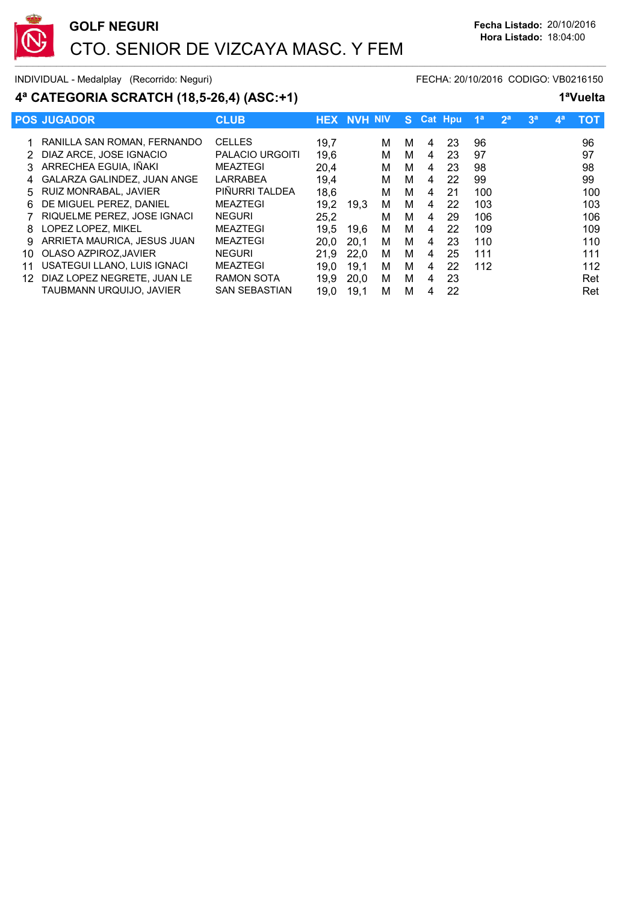# GOLF NEGURI

## CTO. SENIOR DE VIZCAYA MASC. Y FEM

**Fecha Listado:** 20/10/2016
**Hora Listado:** 18:04:00

INDIVIDUAL - Medalplay (Recorrido: Neguri) FECHA: 20/10/2016 CODIGO: VB0216150

### 4ª CATEGORIA SCRATCH (18,5-26,4) (ASC:+1) 1ªVuelta

| POS | JUGADOR | CLUB | HEX | NVH | NIV | S | Cat | Hpu | 1ª | 2ª | 3ª | 4ª | TOT |
|---|---|---|---|---|---|---|---|---|---|---|---|---|---|
| 1 | RANILLA SAN ROMAN, FERNANDO | CELLES | 19,7 | | M | M | 4 | 23 | 96 | | | | 96 |
| 2 | DIAZ ARCE, JOSE IGNACIO | PALACIO URGOITI | 19,6 | | M | M | 4 | 23 | 97 | | | | 97 |
| 3 | ARRECHEA EGUIA, IÑAKI | MEAZTEGI | 20,4 | | M | M | 4 | 23 | 98 | | | | 98 |
| 4 | GALARZA GALINDEZ, JUAN ANGE | LARRABEA | 19,4 | | M | M | 4 | 22 | 99 | | | | 99 |
| 5 | RUIZ MONRABAL, JAVIER | PIÑURRI TALDEA | 18,6 | | M | M | 4 | 21 | 100 | | | | 100 |
| 6 | DE MIGUEL PEREZ, DANIEL | MEAZTEGI | 19,2 | 19,3 | M | M | 4 | 22 | 103 | | | | 103 |
| 7 | RIQUELME PEREZ, JOSE IGNACI | NEGURI | 25,2 | | M | M | 4 | 29 | 106 | | | | 106 |
| 8 | LOPEZ LOPEZ, MIKEL | MEAZTEGI | 19,5 | 19,6 | M | M | 4 | 22 | 109 | | | | 109 |
| 9 | ARRIETA MAURICA, JESUS JUAN | MEAZTEGI | 20,0 | 20,1 | M | M | 4 | 23 | 110 | | | | 110 |
| 10 | OLASO AZPIROZ,JAVIER | NEGURI | 21,9 | 22,0 | M | M | 4 | 25 | 111 | | | | 111 |
| 11 | USATEGUI LLANO, LUIS IGNACI | MEAZTEGI | 19,0 | 19,1 | M | M | 4 | 22 | 112 | | | | 112 |
| 12 | DIAZ LOPEZ NEGRETE, JUAN LE | RAMON SOTA | 19,9 | 20,0 | M | M | 4 | 23 | | | | | Ret |
| | TAUBMANN URQUIJO, JAVIER | SAN SEBASTIAN | 19,0 | 19,1 | M | M | 4 | 22 | | | | | Ret |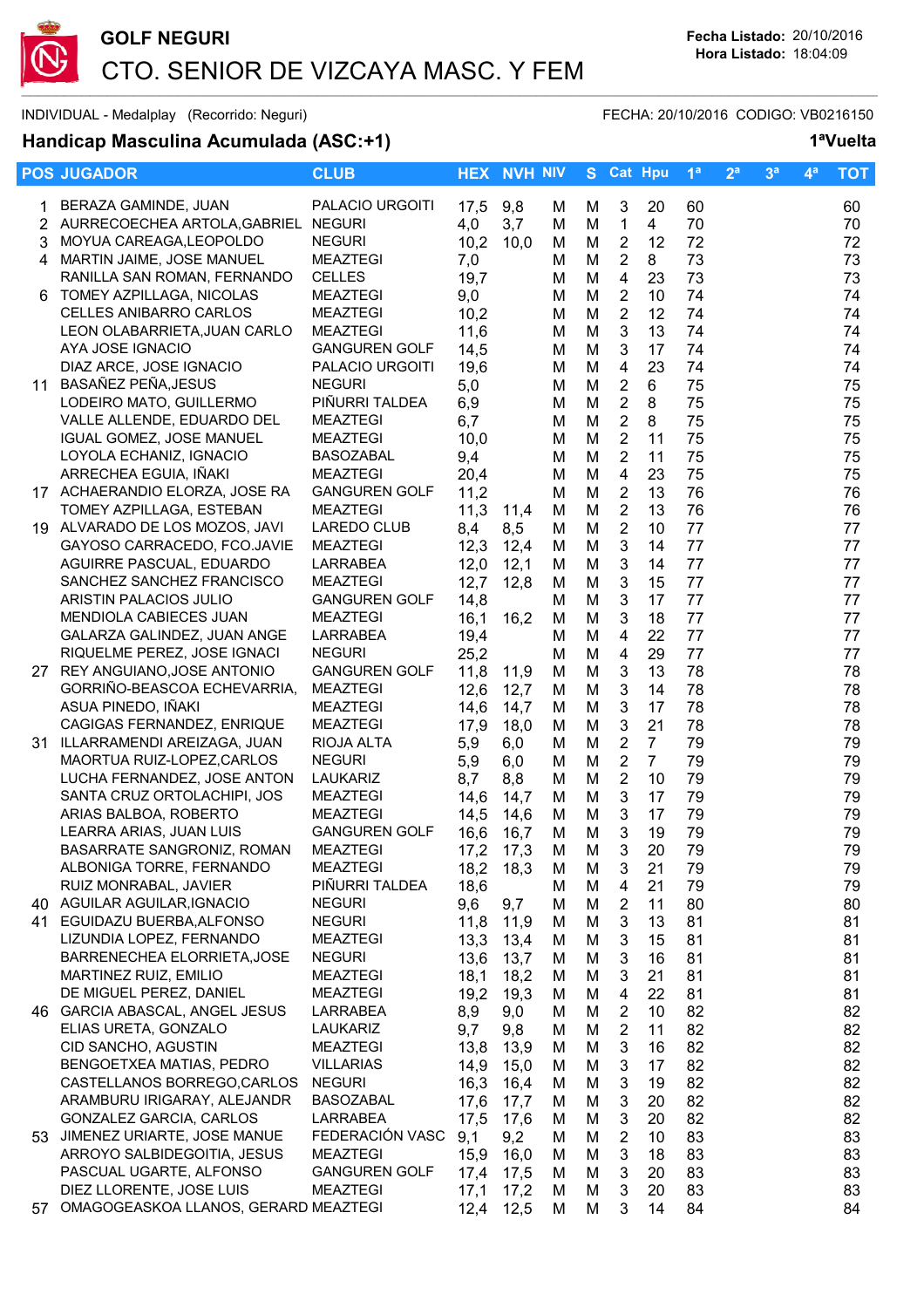# GOLF NEGURI

## CTO. SENIOR DE VIZCAYA MASC. Y FEM

**Fecha Listado:** 20/10/2016
**Hora Listado:** 18:04:09

INDIVIDUAL - Medalplay (Recorrido: Neguri) FECHA: 20/10/2016 CODIGO: VB0216150

### Handicap Masculina Acumulada (ASC:+1) — 1ªVuelta

| POS | JUGADOR | CLUB | HEX | NVH | NIV | S | Cat | Hpu | 1ª | 2ª | 3ª | 4ª | TOT |
|---|---|---|---|---|---|---|---|---|---|---|---|---|---|
| 1 | BERAZA GAMINDE, JUAN | PALACIO URGOITI | 17,5 | 9,8 | M | M | 3 | 20 | 60 | | | | 60 |
| 2 | AURRECOECHEA ARTOLA,GABRIEL | NEGURI | 4,0 | 3,7 | M | M | 1 | 4 | 70 | | | | 70 |
| 3 | MOYUA CAREAGA,LEOPOLDO | NEGURI | 10,2 | 10,0 | M | M | 2 | 12 | 72 | | | | 72 |
| 4 | MARTIN JAIME, JOSE MANUEL | MEAZTEGI | 7,0 | | M | M | 2 | 8 | 73 | | | | 73 |
| | RANILLA SAN ROMAN, FERNANDO | CELLES | 19,7 | | M | M | 4 | 23 | 73 | | | | 73 |
| 6 | TOMEY AZPILLAGA, NICOLAS | MEAZTEGI | 9,0 | | M | M | 2 | 10 | 74 | | | | 74 |
| | CELLES ANIBARRO CARLOS | MEAZTEGI | 10,2 | | M | M | 2 | 12 | 74 | | | | 74 |
| | LEON OLABARRIETA,JUAN CARLO | MEAZTEGI | 11,6 | | M | M | 3 | 13 | 74 | | | | 74 |
| | AYA JOSE IGNACIO | GANGUREN GOLF | 14,5 | | M | M | 3 | 17 | 74 | | | | 74 |
| | DIAZ ARCE, JOSE IGNACIO | PALACIO URGOITI | 19,6 | | M | M | 4 | 23 | 74 | | | | 74 |
| 11 | BASAÑEZ PEÑA,JESUS | NEGURI | 5,0 | | M | M | 2 | 6 | 75 | | | | 75 |
| | LODEIRO MATO, GUILLERMO | PIÑURRI TALDEA | 6,9 | | M | M | 2 | 8 | 75 | | | | 75 |
| | VALLE ALLENDE, EDUARDO DEL | MEAZTEGI | 6,7 | | M | M | 2 | 8 | 75 | | | | 75 |
| | IGUAL GOMEZ, JOSE MANUEL | MEAZTEGI | 10,0 | | M | M | 2 | 11 | 75 | | | | 75 |
| | LOYOLA ECHANIZ, IGNACIO | BASOZABAL | 9,4 | | M | M | 2 | 11 | 75 | | | | 75 |
| | ARRECHEA EGUIA, IÑAKI | MEAZTEGI | 20,4 | | M | M | 4 | 23 | 75 | | | | 75 |
| 17 | ACHAERANDIO ELORZA, JOSE RA | GANGUREN GOLF | 11,2 | | M | M | 2 | 13 | 76 | | | | 76 |
| | TOMEY AZPILLAGA, ESTEBAN | MEAZTEGI | 11,3 | 11,4 | M | M | 2 | 13 | 76 | | | | 76 |
| 19 | ALVARADO DE LOS MOZOS, JAVI | LAREDO CLUB | 8,4 | 8,5 | M | M | 2 | 10 | 77 | | | | 77 |
| | GAYOSO CARRACEDO, FCO.JAVIE | MEAZTEGI | 12,3 | 12,4 | M | M | 3 | 14 | 77 | | | | 77 |
| | AGUIRRE PASCUAL, EDUARDO | LARRABEA | 12,0 | 12,1 | M | M | 3 | 14 | 77 | | | | 77 |
| | SANCHEZ SANCHEZ FRANCISCO | MEAZTEGI | 12,7 | 12,8 | M | M | 3 | 15 | 77 | | | | 77 |
| | ARISTIN PALACIOS JULIO | GANGUREN GOLF | 14,8 | | M | M | 3 | 17 | 77 | | | | 77 |
| | MENDIOLA CABIECES JUAN | MEAZTEGI | 16,1 | 16,2 | M | M | 3 | 18 | 77 | | | | 77 |
| | GALARZA GALINDEZ, JUAN ANGE | LARRABEA | 19,4 | | M | M | 4 | 22 | 77 | | | | 77 |
| | RIQUELME PEREZ, JOSE IGNACI | NEGURI | 25,2 | | M | M | 4 | 29 | 77 | | | | 77 |
| 27 | REY ANGUIANO,JOSE ANTONIO | GANGUREN GOLF | 11,8 | 11,9 | M | M | 3 | 13 | 78 | | | | 78 |
| | GORRIÑO-BEASCOA ECHEVARRIA, | MEAZTEGI | 12,6 | 12,7 | M | M | 3 | 14 | 78 | | | | 78 |
| | ASUA PINEDO, IÑAKI | MEAZTEGI | 14,6 | 14,7 | M | M | 3 | 17 | 78 | | | | 78 |
| | CAGIGAS FERNANDEZ, ENRIQUE | MEAZTEGI | 17,9 | 18,0 | M | M | 3 | 21 | 78 | | | | 78 |
| 31 | ILLARRAMENDI AREIZAGA, JUAN | RIOJA ALTA | 5,9 | 6,0 | M | M | 2 | 7 | 79 | | | | 79 |
| | MAORTUA RUIZ-LOPEZ,CARLOS | NEGURI | 5,9 | 6,0 | M | M | 2 | 7 | 79 | | | | 79 |
| | LUCHA FERNANDEZ, JOSE ANTON | LAUKARIZ | 8,7 | 8,8 | M | M | 2 | 10 | 79 | | | | 79 |
| | SANTA CRUZ ORTOLACHIPI, JOS | MEAZTEGI | 14,6 | 14,7 | M | M | 3 | 17 | 79 | | | | 79 |
| | ARIAS BALBOA, ROBERTO | MEAZTEGI | 14,5 | 14,6 | M | M | 3 | 17 | 79 | | | | 79 |
| | LEARRA ARIAS, JUAN LUIS | GANGUREN GOLF | 16,6 | 16,7 | M | M | 3 | 19 | 79 | | | | 79 |
| | BASARRATE SANGRONIZ, ROMAN | MEAZTEGI | 17,2 | 17,3 | M | M | 3 | 20 | 79 | | | | 79 |
| | ALBONIGA TORRE, FERNANDO | MEAZTEGI | 18,2 | 18,3 | M | M | 3 | 21 | 79 | | | | 79 |
| | RUIZ MONRABAL, JAVIER | PIÑURRI TALDEA | 18,6 | | M | M | 4 | 21 | 79 | | | | 79 |
| 40 | AGUILAR AGUILAR,IGNACIO | NEGURI | 9,6 | 9,7 | M | M | 2 | 11 | 80 | | | | 80 |
| 41 | EGUIDAZU BUERBA,ALFONSO | NEGURI | 11,8 | 11,9 | M | M | 3 | 13 | 81 | | | | 81 |
| | LIZUNDIA LOPEZ, FERNANDO | MEAZTEGI | 13,3 | 13,4 | M | M | 3 | 15 | 81 | | | | 81 |
| | BARRENECHEA ELORRIETA,JOSE | NEGURI | 13,6 | 13,7 | M | M | 3 | 16 | 81 | | | | 81 |
| | MARTINEZ RUIZ, EMILIO | MEAZTEGI | 18,1 | 18,2 | M | M | 3 | 21 | 81 | | | | 81 |
| | DE MIGUEL PEREZ, DANIEL | MEAZTEGI | 19,2 | 19,3 | M | M | 4 | 22 | 81 | | | | 81 |
| 46 | GARCIA ABASCAL, ANGEL JESUS | LARRABEA | 8,9 | 9,0 | M | M | 2 | 10 | 82 | | | | 82 |
| | ELIAS URETA, GONZALO | LAUKARIZ | 9,7 | 9,8 | M | M | 2 | 11 | 82 | | | | 82 |
| | CID SANCHO, AGUSTIN | MEAZTEGI | 13,8 | 13,9 | M | M | 3 | 16 | 82 | | | | 82 |
| | BENGOETXEA MATIAS, PEDRO | VILLARIAS | 14,9 | 15,0 | M | M | 3 | 17 | 82 | | | | 82 |
| | CASTELLANOS BORREGO,CARLOS | NEGURI | 16,3 | 16,4 | M | M | 3 | 19 | 82 | | | | 82 |
| | ARAMBURU IRIGARAY, ALEJANDR | BASOZABAL | 17,6 | 17,7 | M | M | 3 | 20 | 82 | | | | 82 |
| | GONZALEZ GARCIA, CARLOS | LARRABEA | 17,5 | 17,6 | M | M | 3 | 20 | 82 | | | | 82 |
| 53 | JIMENEZ URIARTE, JOSE MANUE | FEDERACIÓN VASC | 9,1 | 9,2 | M | M | 2 | 10 | 83 | | | | 83 |
| | ARROYO SALBIDEGOITIA, JESUS | MEAZTEGI | 15,9 | 16,0 | M | M | 3 | 18 | 83 | | | | 83 |
| | PASCUAL UGARTE, ALFONSO | GANGUREN GOLF | 17,4 | 17,5 | M | M | 3 | 20 | 83 | | | | 83 |
| | DIEZ LLORENTE, JOSE LUIS | MEAZTEGI | 17,1 | 17,2 | M | M | 3 | 20 | 83 | | | | 83 |
| 57 | OMAGOGEASKOA LLANOS, GERARD | MEAZTEGI | 12,4 | 12,5 | M | M | 3 | 14 | 84 | | | | 84 |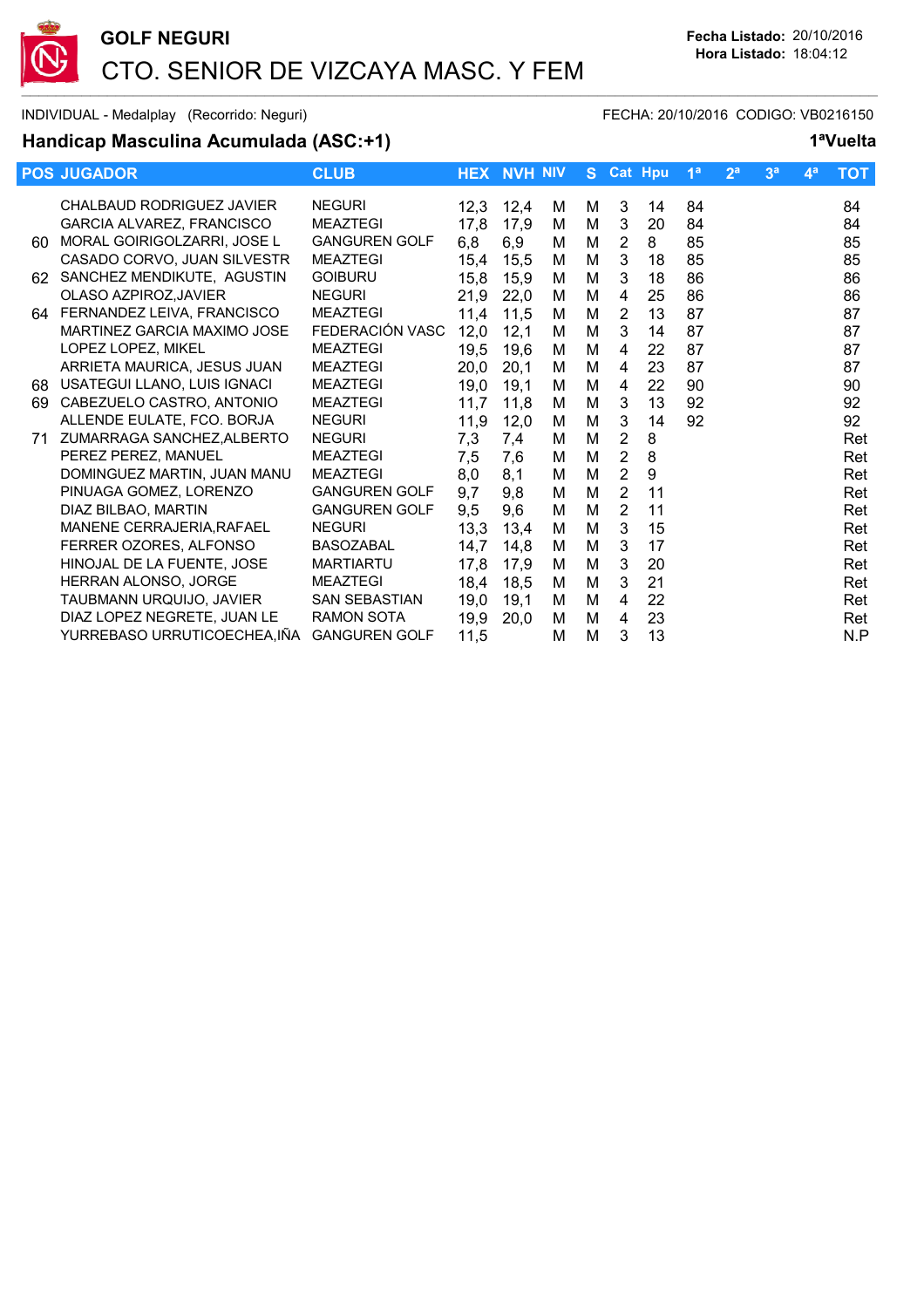**GOLF NEGURI**

# CTO. SENIOR DE VIZCAYA MASC. Y FEM

**Fecha Listado:** 20/10/2016
**Hora Listado:** 18:04:12

INDIVIDUAL - Medalplay (Recorrido: Neguri) FECHA: 20/10/2016 CODIGO: VB0216150

## Handicap Masculina Acumulada (ASC:+1)

**1ªVuelta**

| POS | JUGADOR | CLUB | HEX | NVH | NIV | S | Cat | Hpu | 1ª | 2ª | 3ª | 4ª | TOT |
|---|---|---|---|---|---|---|---|---|---|---|---|---|---|
| | CHALBAUD RODRIGUEZ JAVIER | NEGURI | 12,3 | 12,4 | M | M | 3 | 14 | 84 | | | | 84 |
| | GARCIA ALVAREZ, FRANCISCO | MEAZTEGI | 17,8 | 17,9 | M | M | 3 | 20 | 84 | | | | 84 |
| 60 | MORAL GOIRIGOLZARRI, JOSE L | GANGUREN GOLF | 6,8 | 6,9 | M | M | 2 | 8 | 85 | | | | 85 |
| | CASADO CORVO, JUAN SILVESTR | MEAZTEGI | 15,4 | 15,5 | M | M | 3 | 18 | 85 | | | | 85 |
| 62 | SANCHEZ MENDIKUTE, AGUSTIN | GOIBURU | 15,8 | 15,9 | M | M | 3 | 18 | 86 | | | | 86 |
| | OLASO AZPIROZ,JAVIER | NEGURI | 21,9 | 22,0 | M | M | 4 | 25 | 86 | | | | 86 |
| 64 | FERNANDEZ LEIVA, FRANCISCO | MEAZTEGI | 11,4 | 11,5 | M | M | 2 | 13 | 87 | | | | 87 |
| | MARTINEZ GARCIA MAXIMO JOSE | FEDERACIÓN VASC | 12,0 | 12,1 | M | M | 3 | 14 | 87 | | | | 87 |
| | LOPEZ LOPEZ, MIKEL | MEAZTEGI | 19,5 | 19,6 | M | M | 4 | 22 | 87 | | | | 87 |
| | ARRIETA MAURICA, JESUS JUAN | MEAZTEGI | 20,0 | 20,1 | M | M | 4 | 23 | 87 | | | | 87 |
| 68 | USATEGUI LLANO, LUIS IGNACI | MEAZTEGI | 19,0 | 19,1 | M | M | 4 | 22 | 90 | | | | 90 |
| 69 | CABEZUELO CASTRO, ANTONIO | MEAZTEGI | 11,7 | 11,8 | M | M | 3 | 13 | 92 | | | | 92 |
| | ALLENDE EULATE, FCO. BORJA | NEGURI | 11,9 | 12,0 | M | M | 3 | 14 | 92 | | | | 92 |
| 71 | ZUMARRAGA SANCHEZ,ALBERTO | NEGURI | 7,3 | 7,4 | M | M | 2 | 8 | | | | | Ret |
| | PEREZ PEREZ, MANUEL | MEAZTEGI | 7,5 | 7,6 | M | M | 2 | 8 | | | | | Ret |
| | DOMINGUEZ MARTIN, JUAN MANU | MEAZTEGI | 8,0 | 8,1 | M | M | 2 | 9 | | | | | Ret |
| | PINUAGA GOMEZ, LORENZO | GANGUREN GOLF | 9,7 | 9,8 | M | M | 2 | 11 | | | | | Ret |
| | DIAZ BILBAO, MARTIN | GANGUREN GOLF | 9,5 | 9,6 | M | M | 2 | 11 | | | | | Ret |
| | MANENE CERRAJERIA,RAFAEL | NEGURI | 13,3 | 13,4 | M | M | 3 | 15 | | | | | Ret |
| | FERRER OZORES, ALFONSO | BASOZABAL | 14,7 | 14,8 | M | M | 3 | 17 | | | | | Ret |
| | HINOJAL DE LA FUENTE, JOSE | MARTIARTU | 17,8 | 17,9 | M | M | 3 | 20 | | | | | Ret |
| | HERRAN ALONSO, JORGE | MEAZTEGI | 18,4 | 18,5 | M | M | 3 | 21 | | | | | Ret |
| | TAUBMANN URQUIJO, JAVIER | SAN SEBASTIAN | 19,0 | 19,1 | M | M | 4 | 22 | | | | | Ret |
| | DIAZ LOPEZ NEGRETE, JUAN LE | RAMON SOTA | 19,9 | 20,0 | M | M | 4 | 23 | | | | | Ret |
| | YURREBASO URRUTICOECHEA,IÑA | GANGUREN GOLF | 11,5 | | M | M | 3 | 13 | | | | | N.P |